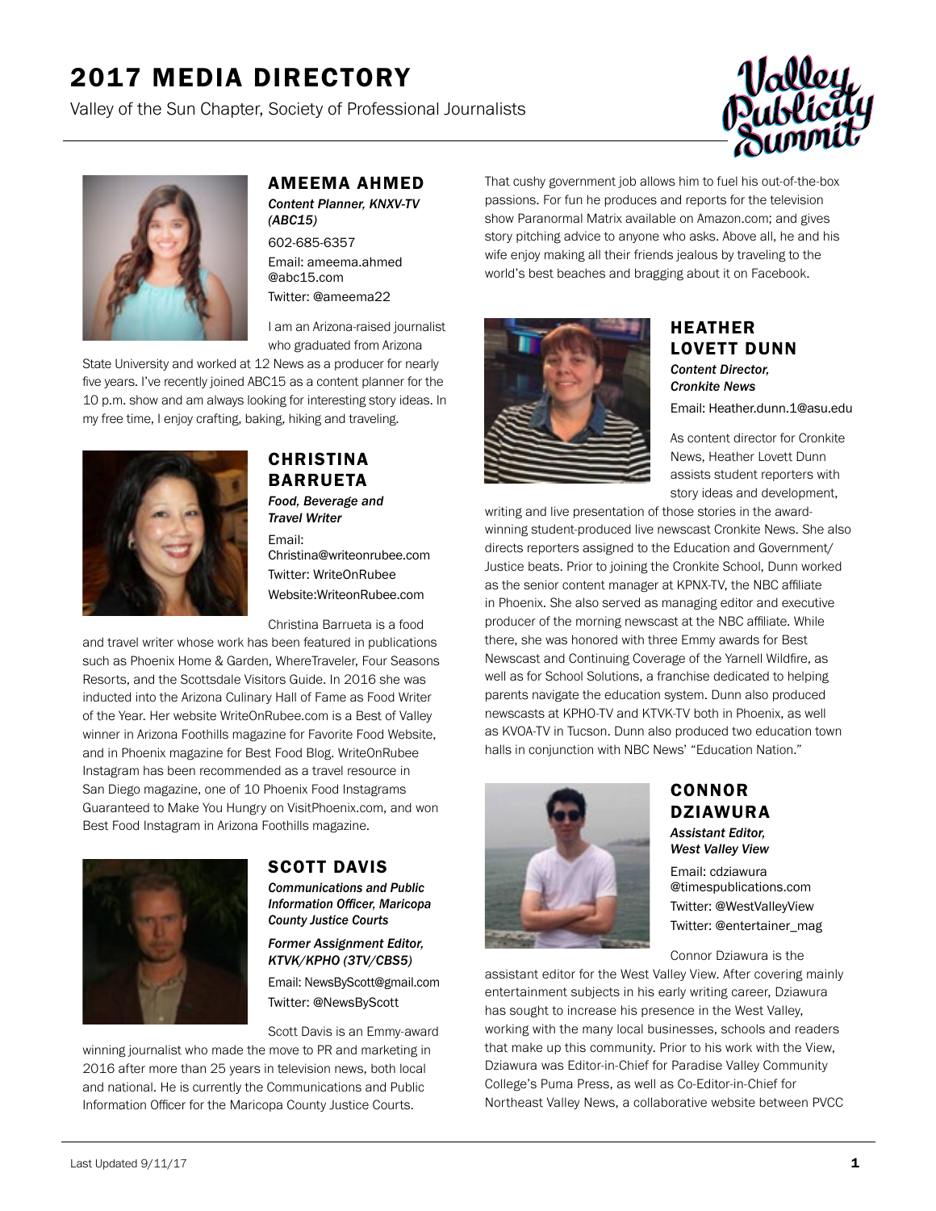# 2017 MEDIA DIRECTORY

Valley of the Sun Chapter, Society of Professional Journalists

Valley Publicity Summit

## AMEEMA AHMED

***Content Planner, KNXV-TV (ABC15)***

602-685-6357

Email: ameema.ahmed@abc15.com

Twitter: @ameema22

I am an Arizona-raised journalist who graduated from Arizona State University and worked at 12 News as a producer for nearly five years. I've recently joined ABC15 as a content planner for the 10 p.m. show and am always looking for interesting story ideas. In my free time, I enjoy crafting, baking, hiking and traveling.

## CHRISTINA BARRUETA

***Food, Beverage and Travel Writer***

Email: Christina@writeonrubee.com

Twitter: WriteOnRubee

Website:WriteonRubee.com

Christina Barrueta is a food and travel writer whose work has been featured in publications such as Phoenix Home & Garden, WhereTraveler, Four Seasons Resorts, and the Scottsdale Visitors Guide. In 2016 she was inducted into the Arizona Culinary Hall of Fame as Food Writer of the Year. Her website WriteOnRubee.com is a Best of Valley winner in Arizona Foothills magazine for Favorite Food Website, and in Phoenix magazine for Best Food Blog. WriteOnRubee Instagram has been recommended as a travel resource in San Diego magazine, one of 10 Phoenix Food Instagrams Guaranteed to Make You Hungry on VisitPhoenix.com, and won Best Food Instagram in Arizona Foothills magazine.

## SCOTT DAVIS

***Communications and Public Information Officer, Maricopa County Justice Courts***

***Former Assignment Editor, KTVK/KPHO (3TV/CBS5)***

Email: NewsByScott@gmail.com

Twitter: @NewsByScott

Scott Davis is an Emmy-award winning journalist who made the move to PR and marketing in 2016 after more than 25 years in television news, both local and national. He is currently the Communications and Public Information Officer for the Maricopa County Justice Courts.

That cushy government job allows him to fuel his out-of-the-box passions. For fun he produces and reports for the television show Paranormal Matrix available on Amazon.com; and gives story pitching advice to anyone who asks. Above all, he and his wife enjoy making all their friends jealous by traveling to the world's best beaches and bragging about it on Facebook.

## HEATHER LOVETT DUNN

***Content Director, Cronkite News***

Email: Heather.dunn.1@asu.edu

As content director for Cronkite News, Heather Lovett Dunn assists student reporters with story ideas and development, writing and live presentation of those stories in the award-winning student-produced live newscast Cronkite News. She also directs reporters assigned to the Education and Government/Justice beats. Prior to joining the Cronkite School, Dunn worked as the senior content manager at KPNX-TV, the NBC affiliate in Phoenix. She also served as managing editor and executive producer of the morning newscast at the NBC affiliate. While there, she was honored with three Emmy awards for Best Newscast and Continuing Coverage of the Yarnell Wildfire, as well as for School Solutions, a franchise dedicated to helping parents navigate the education system. Dunn also produced newscasts at KPHO-TV and KTVK-TV both in Phoenix, as well as KVOA-TV in Tucson. Dunn also produced two education town halls in conjunction with NBC News' "Education Nation."

## CONNOR DZIAWURA

***Assistant Editor, West Valley View***

Email: cdziawura@timespublications.com

Twitter: @WestValleyView

Twitter: @entertainer_mag

Connor Dziawura is the assistant editor for the West Valley View. After covering mainly entertainment subjects in his early writing career, Dziawura has sought to increase his presence in the West Valley, working with the many local businesses, schools and readers that make up this community. Prior to his work with the View, Dziawura was Editor-in-Chief for Paradise Valley Community College's Puma Press, as well as Co-Editor-in-Chief for Northeast Valley News, a collaborative website between PVCC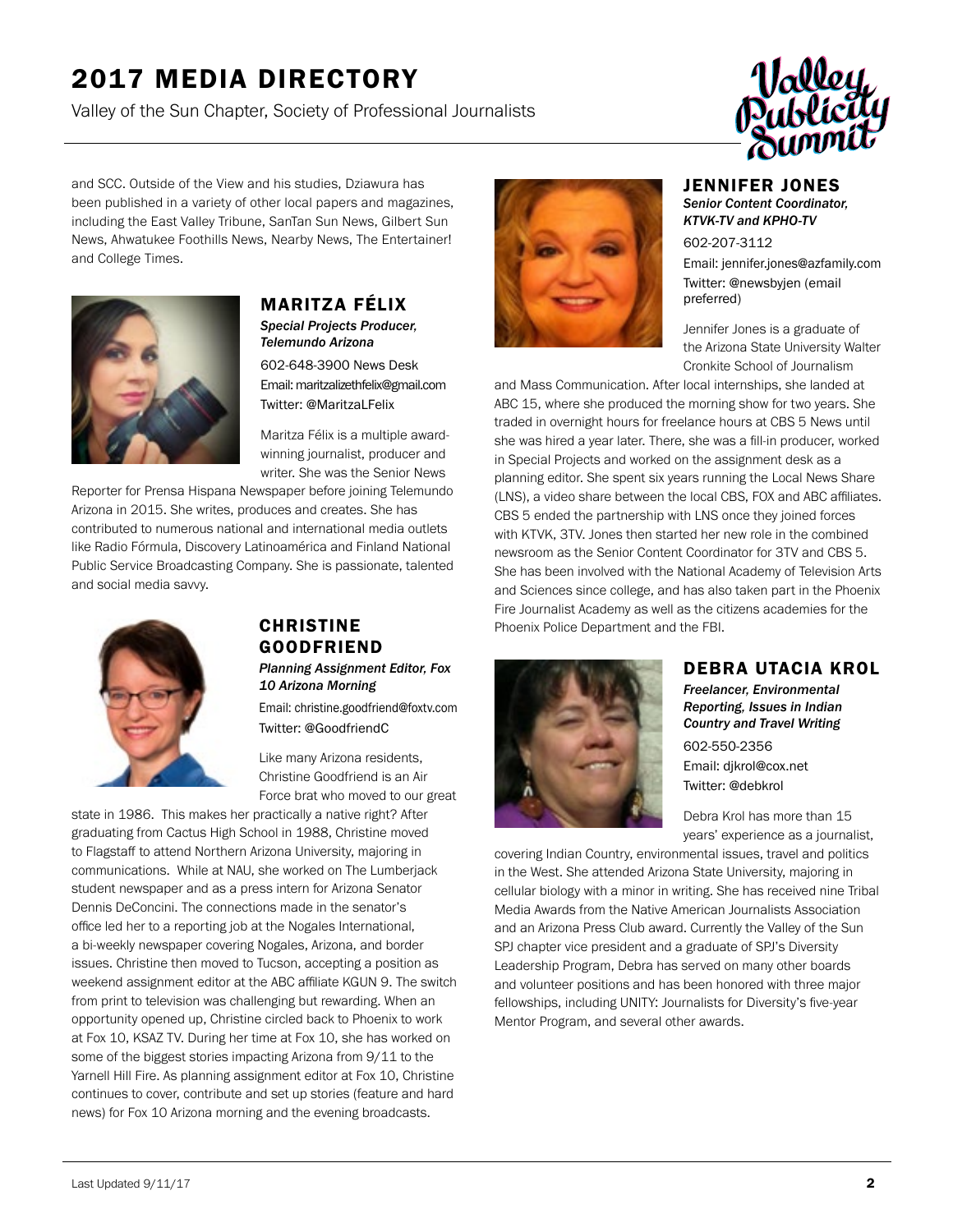and SCC. Outside of the View and his studies, Dziawura has been published in a variety of other local papers and magazines, including the East Valley Tribune, SanTan Sun News, Gilbert Sun News, Ahwatukee Foothills News, Nearby News, The Entertainer! and College Times.

## MARITZA FÉLIX

***Special Projects Producer, Telemundo Arizona***

602-648-3900 News Desk
Email: maritzalizethfelix@gmail.com
Twitter: @MaritzaLFelix

Maritza Félix is a multiple award-winning journalist, producer and writer. She was the Senior News Reporter for Prensa Hispana Newspaper before joining Telemundo Arizona in 2015. She writes, produces and creates. She has contributed to numerous national and international media outlets like Radio Fórmula, Discovery Latinoamérica and Finland National Public Service Broadcasting Company. She is passionate, talented and social media savvy.

## CHRISTINE GOODFRIEND

***Planning Assignment Editor, Fox 10 Arizona Morning***

Email: christine.goodfriend@foxtv.com
Twitter: @GoodfriendC

Like many Arizona residents, Christine Goodfriend is an Air Force brat who moved to our great state in 1986. This makes her practically a native right? After graduating from Cactus High School in 1988, Christine moved to Flagstaff to attend Northern Arizona University, majoring in communications. While at NAU, she worked on The Lumberjack student newspaper and as a press intern for Arizona Senator Dennis DeConcini. The connections made in the senator's office led her to a reporting job at the Nogales International, a bi-weekly newspaper covering Nogales, Arizona, and border issues. Christine then moved to Tucson, accepting a position as weekend assignment editor at the ABC affiliate KGUN 9. The switch from print to television was challenging but rewarding. When an opportunity opened up, Christine circled back to Phoenix to work at Fox 10, KSAZ TV. During her time at Fox 10, she has worked on some of the biggest stories impacting Arizona from 9/11 to the Yarnell Hill Fire. As planning assignment editor at Fox 10, Christine continues to cover, contribute and set up stories (feature and hard news) for Fox 10 Arizona morning and the evening broadcasts.

## JENNIFER JONES

***Senior Content Coordinator, KTVK-TV and KPHO-TV***

602-207-3112
Email: jennifer.jones@azfamily.com
Twitter: @newsbyjen (email preferred)

Jennifer Jones is a graduate of the Arizona State University Walter Cronkite School of Journalism and Mass Communication. After local internships, she landed at ABC 15, where she produced the morning show for two years. She traded in overnight hours for freelance hours at CBS 5 News until she was hired a year later. There, she was a fill-in producer, worked in Special Projects and worked on the assignment desk as a planning editor. She spent six years running the Local News Share (LNS), a video share between the local CBS, FOX and ABC affiliates. CBS 5 ended the partnership with LNS once they joined forces with KTVK, 3TV. Jones then started her new role in the combined newsroom as the Senior Content Coordinator for 3TV and CBS 5. She has been involved with the National Academy of Television Arts and Sciences since college, and has also taken part in the Phoenix Fire Journalist Academy as well as the citizens academies for the Phoenix Police Department and the FBI.

## DEBRA UTACIA KROL

***Freelancer, Environmental Reporting, Issues in Indian Country and Travel Writing***

602-550-2356
Email: djkrol@cox.net
Twitter: @debkrol

Debra Krol has more than 15 years' experience as a journalist, covering Indian Country, environmental issues, travel and politics in the West. She attended Arizona State University, majoring in cellular biology with a minor in writing. She has received nine Tribal Media Awards from the Native American Journalists Association and an Arizona Press Club award. Currently the Valley of the Sun SPJ chapter vice president and a graduate of SPJ's Diversity Leadership Program, Debra has served on many other boards and volunteer positions and has been honored with three major fellowships, including UNITY: Journalists for Diversity's five-year Mentor Program, and several other awards.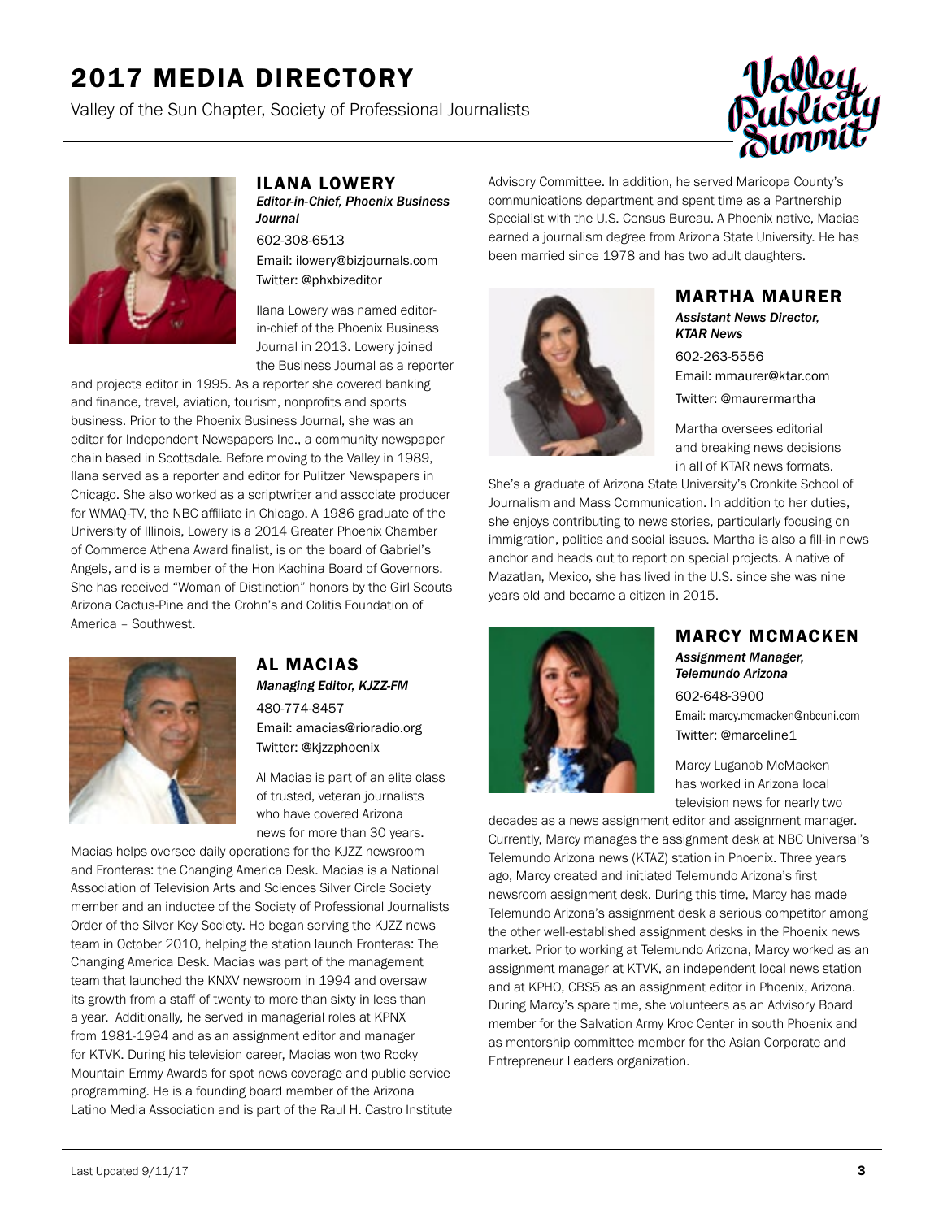# 2017 MEDIA DIRECTORY

Valley of the Sun Chapter, Society of Professional Journalists

## ILANA LOWERY

*Editor-in-Chief, Phoenix Business Journal*

602-308-6513

Email: ilowery@bizjournals.com

Twitter: @phxbizeditor

Ilana Lowery was named editor-in-chief of the Phoenix Business Journal in 2013. Lowery joined the Business Journal as a reporter and projects editor in 1995. As a reporter she covered banking and finance, travel, aviation, tourism, nonprofits and sports business. Prior to the Phoenix Business Journal, she was an editor for Independent Newspapers Inc., a community newspaper chain based in Scottsdale. Before moving to the Valley in 1989, Ilana served as a reporter and editor for Pulitzer Newspapers in Chicago. She also worked as a scriptwriter and associate producer for WMAQ-TV, the NBC affiliate in Chicago. A 1986 graduate of the University of Illinois, Lowery is a 2014 Greater Phoenix Chamber of Commerce Athena Award finalist, is on the board of Gabriel's Angels, and is a member of the Hon Kachina Board of Governors. She has received "Woman of Distinction" honors by the Girl Scouts Arizona Cactus-Pine and the Crohn's and Colitis Foundation of America – Southwest.

## AL MACIAS

*Managing Editor, KJZZ-FM*

480-774-8457

Email: amacias@rioradio.org

Twitter: @kjzzphoenix

Al Macias is part of an elite class of trusted, veteran journalists who have covered Arizona news for more than 30 years. Macias helps oversee daily operations for the KJZZ newsroom and Fronteras: the Changing America Desk. Macias is a National Association of Television Arts and Sciences Silver Circle Society member and an inductee of the Society of Professional Journalists Order of the Silver Key Society. He began serving the KJZZ news team in October 2010, helping the station launch Fronteras: The Changing America Desk. Macias was part of the management team that launched the KNXV newsroom in 1994 and oversaw its growth from a staff of twenty to more than sixty in less than a year. Additionally, he served in managerial roles at KPNX from 1981-1994 and as an assignment editor and manager for KTVK. During his television career, Macias won two Rocky Mountain Emmy Awards for spot news coverage and public service programming. He is a founding board member of the Arizona Latino Media Association and is part of the Raul H. Castro Institute Advisory Committee. In addition, he served Maricopa County's communications department and spent time as a Partnership Specialist with the U.S. Census Bureau. A Phoenix native, Macias earned a journalism degree from Arizona State University. He has been married since 1978 and has two adult daughters.

## MARTHA MAURER

*Assistant News Director, KTAR News*

602-263-5556

Email: mmaurer@ktar.com

Twitter: @maurermartha

Martha oversees editorial and breaking news decisions in all of KTAR news formats. She's a graduate of Arizona State University's Cronkite School of Journalism and Mass Communication. In addition to her duties, she enjoys contributing to news stories, particularly focusing on immigration, politics and social issues. Martha is also a fill-in news anchor and heads out to report on special projects. A native of Mazatlan, Mexico, she has lived in the U.S. since she was nine years old and became a citizen in 2015.

## MARCY MCMACKEN

*Assignment Manager, Telemundo Arizona*

602-648-3900

Email: marcy.mcmacken@nbcuni.com

Twitter: @marceline1

Marcy Luganob McMacken has worked in Arizona local television news for nearly two decades as a news assignment editor and assignment manager. Currently, Marcy manages the assignment desk at NBC Universal's Telemundo Arizona news (KTAZ) station in Phoenix. Three years ago, Marcy created and initiated Telemundo Arizona's first newsroom assignment desk. During this time, Marcy has made Telemundo Arizona's assignment desk a serious competitor among the other well-established assignment desks in the Phoenix news market. Prior to working at Telemundo Arizona, Marcy worked as an assignment manager at KTVK, an independent local news station and at KPHO, CBS5 as an assignment editor in Phoenix, Arizona. During Marcy's spare time, she volunteers as an Advisory Board member for the Salvation Army Kroc Center in south Phoenix and as mentorship committee member for the Asian Corporate and Entrepreneur Leaders organization.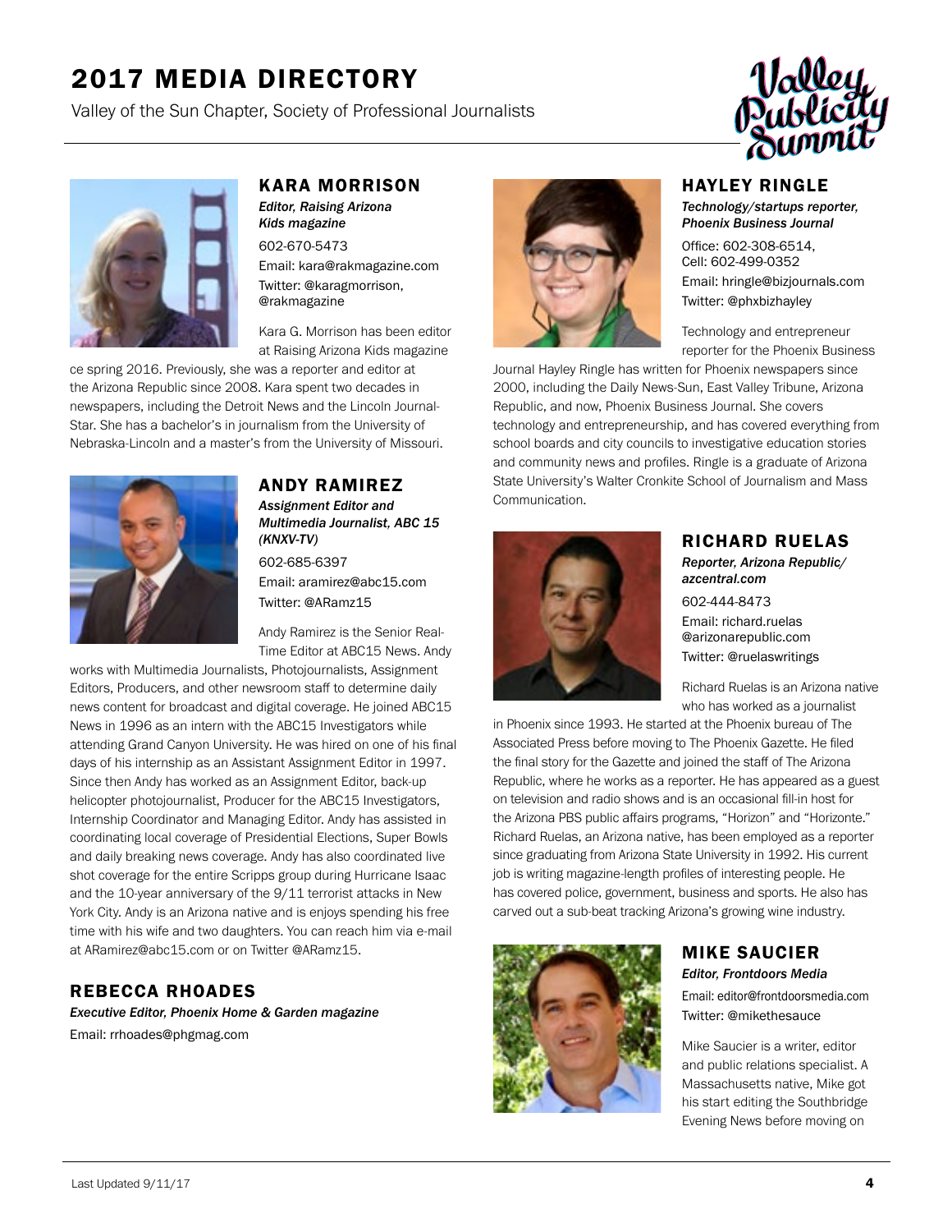# 2017 MEDIA DIRECTORY

Valley of the Sun Chapter, Society of Professional Journalists

## KARA MORRISON

***Editor, Raising Arizona Kids magazine***

602-670-5473

Email: kara@rakmagazine.com

Twitter: @karagmorrison, @rakmagazine

Kara G. Morrison has been editor at Raising Arizona Kids magazine since spring 2016. Previously, she was a reporter and editor at the Arizona Republic since 2008. Kara spent two decades in newspapers, including the Detroit News and the Lincoln Journal-Star. She has a bachelor's in journalism from the University of Nebraska-Lincoln and a master's from the University of Missouri.

## ANDY RAMIREZ

***Assignment Editor and Multimedia Journalist, ABC 15 (KNXV-TV)***

602-685-6397

Email: aramirez@abc15.com

Twitter: @ARamz15

Andy Ramirez is the Senior Real-Time Editor at ABC15 News. Andy works with Multimedia Journalists, Photojournalists, Assignment Editors, Producers, and other newsroom staff to determine daily news content for broadcast and digital coverage. He joined ABC15 News in 1996 as an intern with the ABC15 Investigators while attending Grand Canyon University. He was hired on one of his final days of his internship as an Assistant Assignment Editor in 1997. Since then Andy has worked as an Assignment Editor, back-up helicopter photojournalist, Producer for the ABC15 Investigators, Internship Coordinator and Managing Editor. Andy has assisted in coordinating local coverage of Presidential Elections, Super Bowls and daily breaking news coverage. Andy has also coordinated live shot coverage for the entire Scripps group during Hurricane Isaac and the 10-year anniversary of the 9/11 terrorist attacks in New York City. Andy is an Arizona native and is enjoys spending his free time with his wife and two daughters. You can reach him via e-mail at ARamirez@abc15.com or on Twitter @ARamz15.

## REBECCA RHOADES

***Executive Editor, Phoenix Home & Garden magazine***

Email: rrhoades@phgmag.com

## HAYLEY RINGLE

***Technology/startups reporter, Phoenix Business Journal***

Office: 602-308-6514, Cell: 602-499-0352

Email: hringle@bizjournals.com

Twitter: @phxbizhayley

Technology and entrepreneur reporter for the Phoenix Business Journal Hayley Ringle has written for Phoenix newspapers since 2000, including the Daily News-Sun, East Valley Tribune, Arizona Republic, and now, Phoenix Business Journal. She covers technology and entrepreneurship, and has covered everything from school boards and city councils to investigative education stories and community news and profiles. Ringle is a graduate of Arizona State University's Walter Cronkite School of Journalism and Mass Communication.

## RICHARD RUELAS

***Reporter, Arizona Republic/ azcentral.com***

602-444-8473

Email: richard.ruelas@arizonarepublic.com

Twitter: @ruelaswritings

Richard Ruelas is an Arizona native who has worked as a journalist in Phoenix since 1993. He started at the Phoenix bureau of The Associated Press before moving to The Phoenix Gazette. He filed the final story for the Gazette and joined the staff of The Arizona Republic, where he works as a reporter. He has appeared as a guest on television and radio shows and is an occasional fill-in host for the Arizona PBS public affairs programs, "Horizon" and "Horizonte." Richard Ruelas, an Arizona native, has been employed as a reporter since graduating from Arizona State University in 1992. His current job is writing magazine-length profiles of interesting people. He has covered police, government, business and sports. He also has carved out a sub-beat tracking Arizona's growing wine industry.

## MIKE SAUCIER

***Editor, Frontdoors Media***

Email: editor@frontdoorsmedia.com

Twitter: @mikethesauce

Mike Saucier is a writer, editor and public relations specialist. A Massachusetts native, Mike got his start editing the Southbridge Evening News before moving on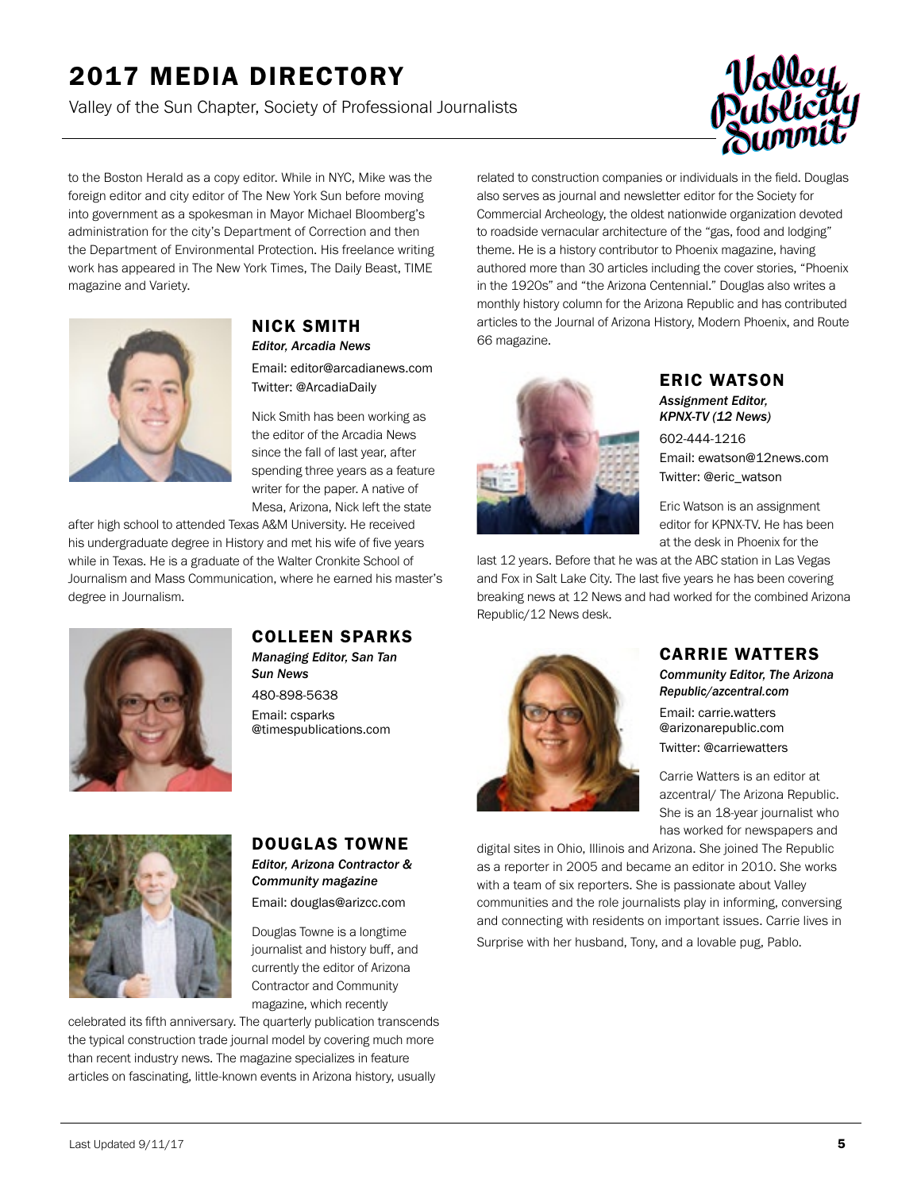# 2017 MEDIA DIRECTORY

Valley of the Sun Chapter, Society of Professional Journalists

to the Boston Herald as a copy editor. While in NYC, Mike was the foreign editor and city editor of The New York Sun before moving into government as a spokesman in Mayor Michael Bloomberg's administration for the city's Department of Correction and then the Department of Environmental Protection. His freelance writing work has appeared in The New York Times, The Daily Beast, TIME magazine and Variety.

## NICK SMITH

*Editor, Arcadia News*

Email: editor@arcadianews.com
Twitter: @ArcadiaDaily

Nick Smith has been working as the editor of the Arcadia News since the fall of last year, after spending three years as a feature writer for the paper. A native of Mesa, Arizona, Nick left the state after high school to attended Texas A&M University. He received his undergraduate degree in History and met his wife of five years while in Texas. He is a graduate of the Walter Cronkite School of Journalism and Mass Communication, where he earned his master's degree in Journalism.

## COLLEEN SPARKS

*Managing Editor, San Tan Sun News*

480-898-5638
Email: csparks@timespublications.com

## DOUGLAS TOWNE

*Editor, Arizona Contractor & Community magazine*

Email: douglas@arizcc.com

Douglas Towne is a longtime journalist and history buff, and currently the editor of Arizona Contractor and Community magazine, which recently celebrated its fifth anniversary. The quarterly publication transcends the typical construction trade journal model by covering much more than recent industry news. The magazine specializes in feature articles on fascinating, little-known events in Arizona history, usually related to construction companies or individuals in the field. Douglas also serves as journal and newsletter editor for the Society for Commercial Archeology, the oldest nationwide organization devoted to roadside vernacular architecture of the "gas, food and lodging" theme. He is a history contributor to Phoenix magazine, having authored more than 30 articles including the cover stories, "Phoenix in the 1920s" and "the Arizona Centennial." Douglas also writes a monthly history column for the Arizona Republic and has contributed articles to the Journal of Arizona History, Modern Phoenix, and Route 66 magazine.

## ERIC WATSON

*Assignment Editor, KPNX-TV (12 News)*

602-444-1216
Email: ewatson@12news.com
Twitter: @eric_watson

Eric Watson is an assignment editor for KPNX-TV. He has been at the desk in Phoenix for the last 12 years. Before that he was at the ABC station in Las Vegas and Fox in Salt Lake City. The last five years he has been covering breaking news at 12 News and had worked for the combined Arizona Republic/12 News desk.

## CARRIE WATTERS

*Community Editor, The Arizona Republic/azcentral.com*

Email: carrie.watters@arizonarepublic.com
Twitter: @carriewatters

Carrie Watters is an editor at azcentral/ The Arizona Republic. She is an 18-year journalist who has worked for newspapers and digital sites in Ohio, Illinois and Arizona. She joined The Republic as a reporter in 2005 and became an editor in 2010. She works with a team of six reporters. She is passionate about Valley communities and the role journalists play in informing, conversing and connecting with residents on important issues. Carrie lives in Surprise with her husband, Tony, and a lovable pug, Pablo.

Last Updated 9/11/17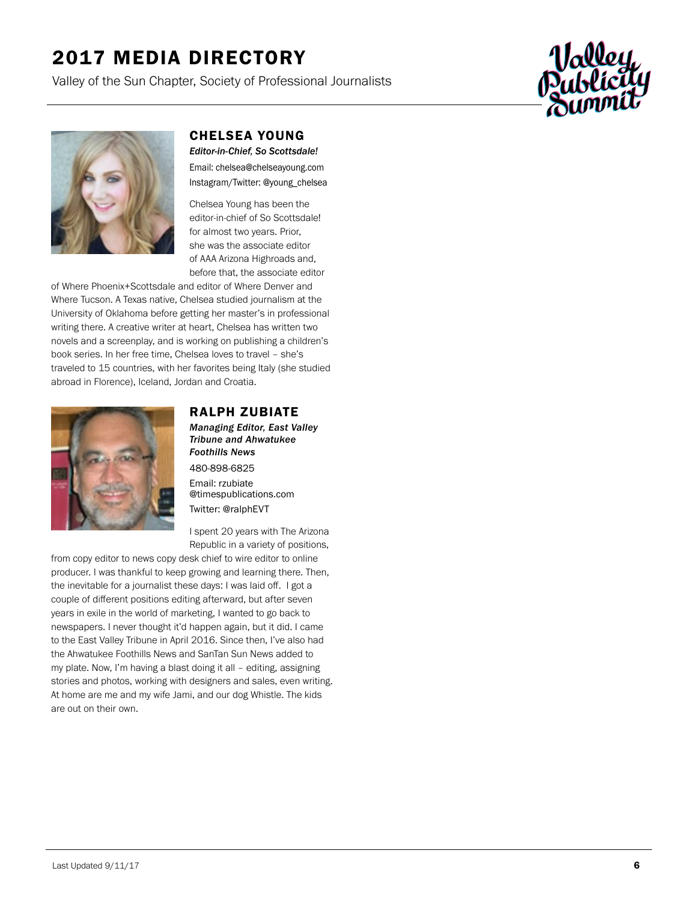# 2017 MEDIA DIRECTORY

Valley of the Sun Chapter, Society of Professional Journalists

## CHELSEA YOUNG

***Editor-in-Chief, So Scottsdale!***

Email: chelsea@chelseayoung.com

Instagram/Twitter: @young_chelsea

Chelsea Young has been the editor-in-chief of So Scottsdale! for almost two years. Prior, she was the associate editor of AAA Arizona Highroads and, before that, the associate editor of Where Phoenix+Scottsdale and editor of Where Denver and Where Tucson. A Texas native, Chelsea studied journalism at the University of Oklahoma before getting her master's in professional writing there. A creative writer at heart, Chelsea has written two novels and a screenplay, and is working on publishing a children's book series. In her free time, Chelsea loves to travel – she's traveled to 15 countries, with her favorites being Italy (she studied abroad in Florence), Iceland, Jordan and Croatia.

## RALPH ZUBIATE

***Managing Editor, East Valley Tribune and Ahwatukee Foothills News***

480-898-6825

Email: rzubiate@timespublications.com

Twitter: @ralphEVT

I spent 20 years with The Arizona Republic in a variety of positions, from copy editor to news copy desk chief to wire editor to online producer. I was thankful to keep growing and learning there. Then, the inevitable for a journalist these days: I was laid off. I got a couple of different positions editing afterward, but after seven years in exile in the world of marketing, I wanted to go back to newspapers. I never thought it'd happen again, but it did. I came to the East Valley Tribune in April 2016. Since then, I've also had the Ahwatukee Foothills News and SanTan Sun News added to my plate. Now, I'm having a blast doing it all – editing, assigning stories and photos, working with designers and sales, even writing. At home are me and my wife Jami, and our dog Whistle. The kids are out on their own.

Last Updated 9/11/17